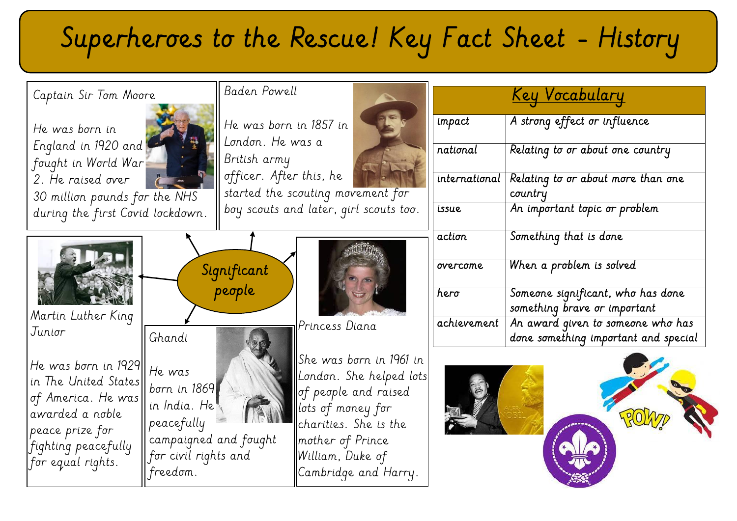# Superheroes to the Rescue! Key Fact Sheet - History

## Significant people

**Captain Sir Tom Moore**

He was born in England in 1920 and fought in World War 2. He raised over 30 million pounds for the NHS during the first Covid lockdown.

**Baden Powell**

He was born in 1857 in London. He was a British army officer. After this, he started the scouting movement for boy scouts and later, girl scouts too.

**Martin Luther King Junior**

He was born in 1929 in The United States of America. He was awarded a noble peace prize for fighting peacefully for equal rights.

**Ghandi**

He was born in 1869 in India. He peacefully campaigned and fought for civil rights and freedom.

**Princess Diana**

She was born in 1961 in London. She helped lots of people and raised lots of money for charities. She is the mother of Prince William, Duke of Cambridge and Harry.

## Key Vocabulary

| Key Vocabulary | |
|---|---|
| impact | A strong effect or influence |
| national | Relating to or about one country |
| international | Relating to or about more than one country |
| issue | An important topic or problem |
| action | Something that is done |
| overcome | When a problem is solved |
| hero | Someone significant, who has done something brave or important |
| achievement | An award given to someone who has done something important and special |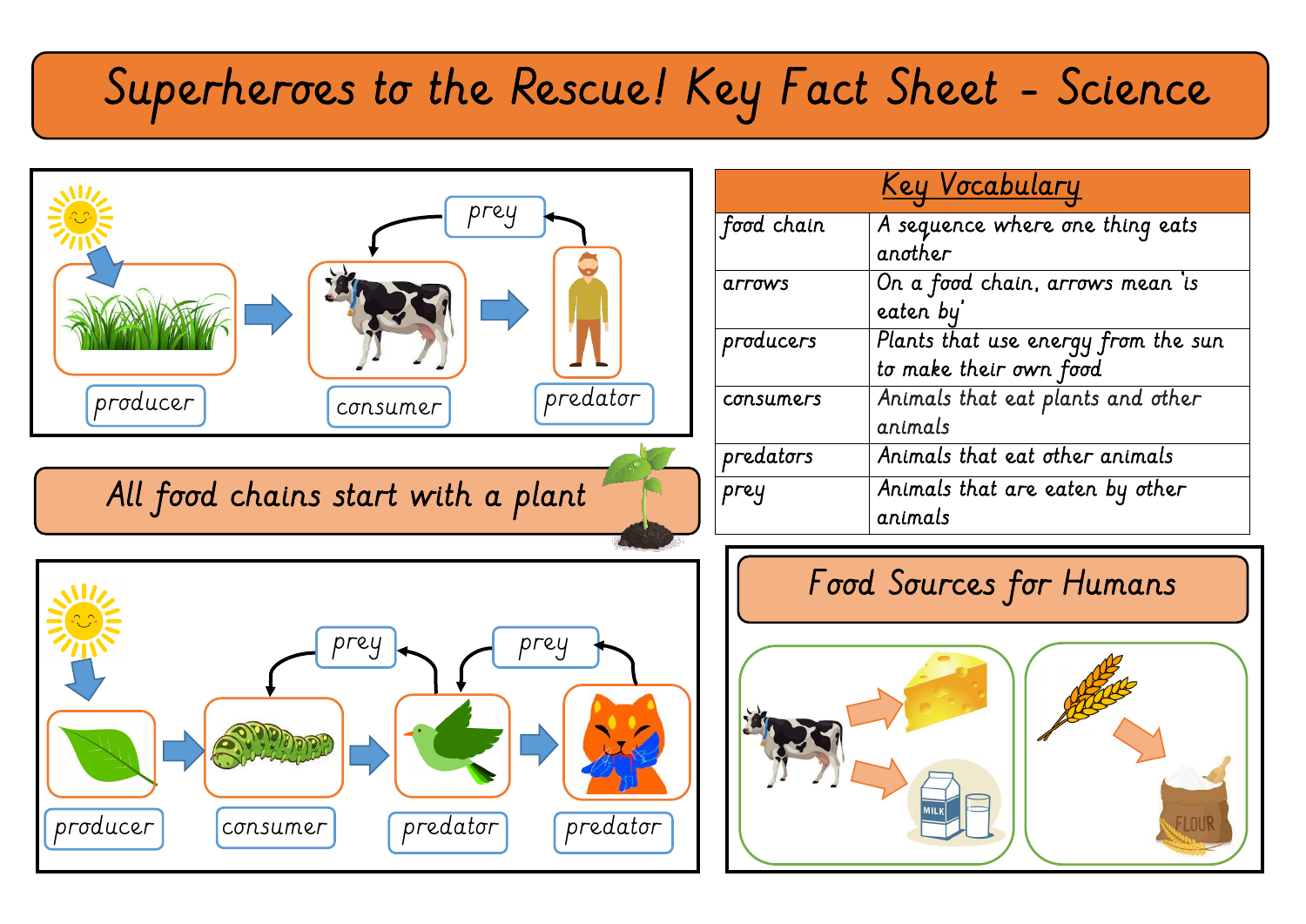# Superheroes to the Rescue! Key Fact Sheet - Science

producer → consumer → predator

prey

## All food chains start with a plant

producer → consumer → predator → predator

prey prey

| Key Vocabulary | |
|---|---|
| food chain | A sequence where one thing eats another |
| arrows | On a food chain, arrows mean 'is eaten by' |
| producers | Plants that use energy from the sun to make their own food |
| consumers | Animals that eat plants and other animals |
| predators | Animals that eat other animals |
| prey | Animals that are eaten by other animals |

## Food Sources for Humans

MILK

FLOUR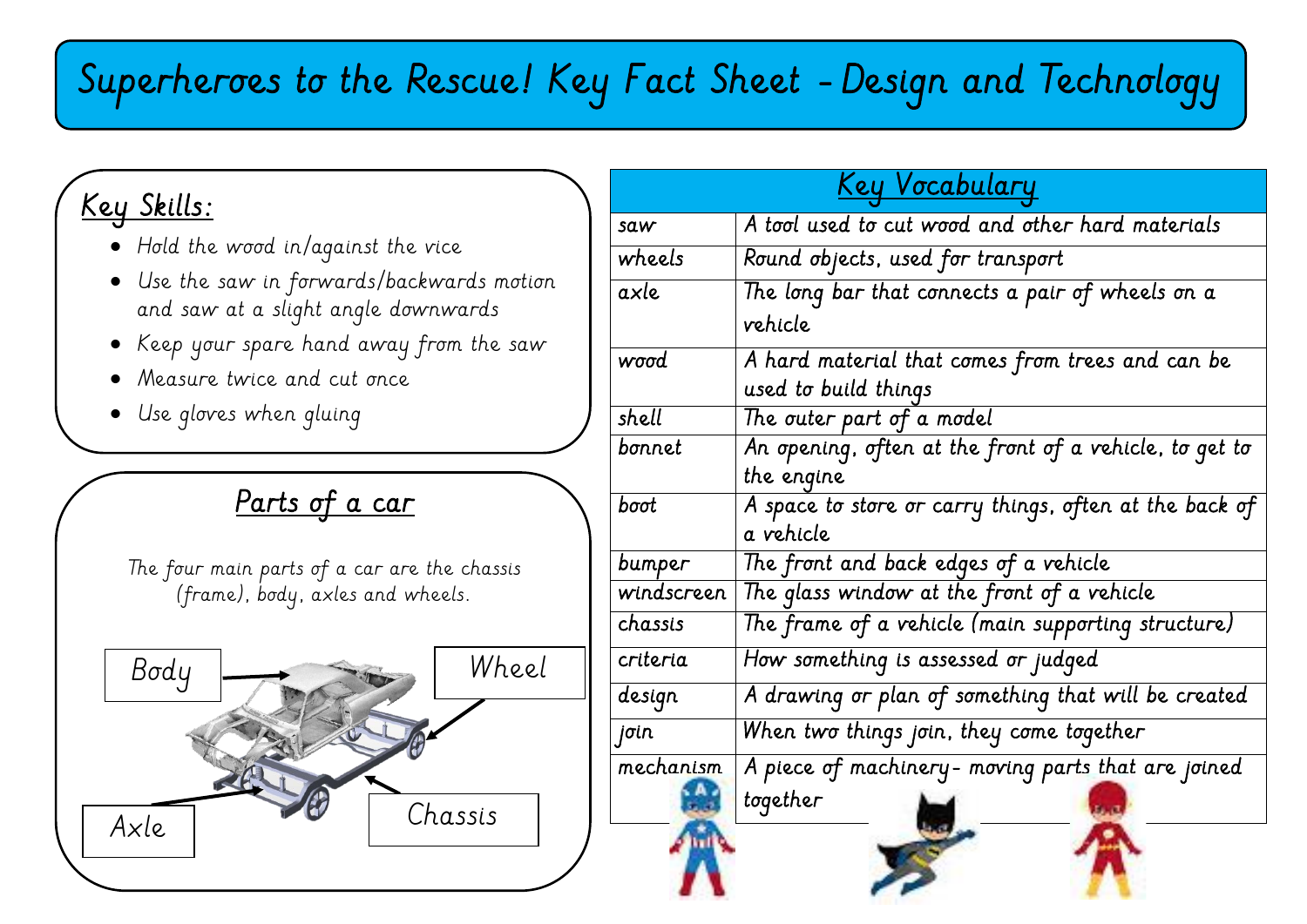# Superheroes to the Rescue! Key Fact Sheet - Design and Technology

## Key Skills:

- Hold the wood in/against the vice
- Use the saw in forwards/backwards motion and saw at a slight angle downwards
- Keep your spare hand away from the saw
- Measure twice and cut once
- Use gloves when gluing

## Parts of a car

The four main parts of a car are the chassis (frame), body, axles and wheels.

Body
Wheel
Axle
Chassis

## Key Vocabulary

| | |
|---|---|
| saw | A tool used to cut wood and other hard materials |
| wheels | Round objects, used for transport |
| axle | The long bar that connects a pair of wheels on a vehicle |
| wood | A hard material that comes from trees and can be used to build things |
| shell | The outer part of a model |
| bonnet | An opening, often at the front of a vehicle, to get to the engine |
| boot | A space to store or carry things, often at the back of a vehicle |
| bumper | The front and back edges of a vehicle |
| windscreen | The glass window at the front of a vehicle |
| chassis | The frame of a vehicle (main supporting structure) |
| criteria | How something is assessed or judged |
| design | A drawing or plan of something that will be created |
| join | When two things join, they come together |
| mechanism | A piece of machinery- moving parts that are joined together |